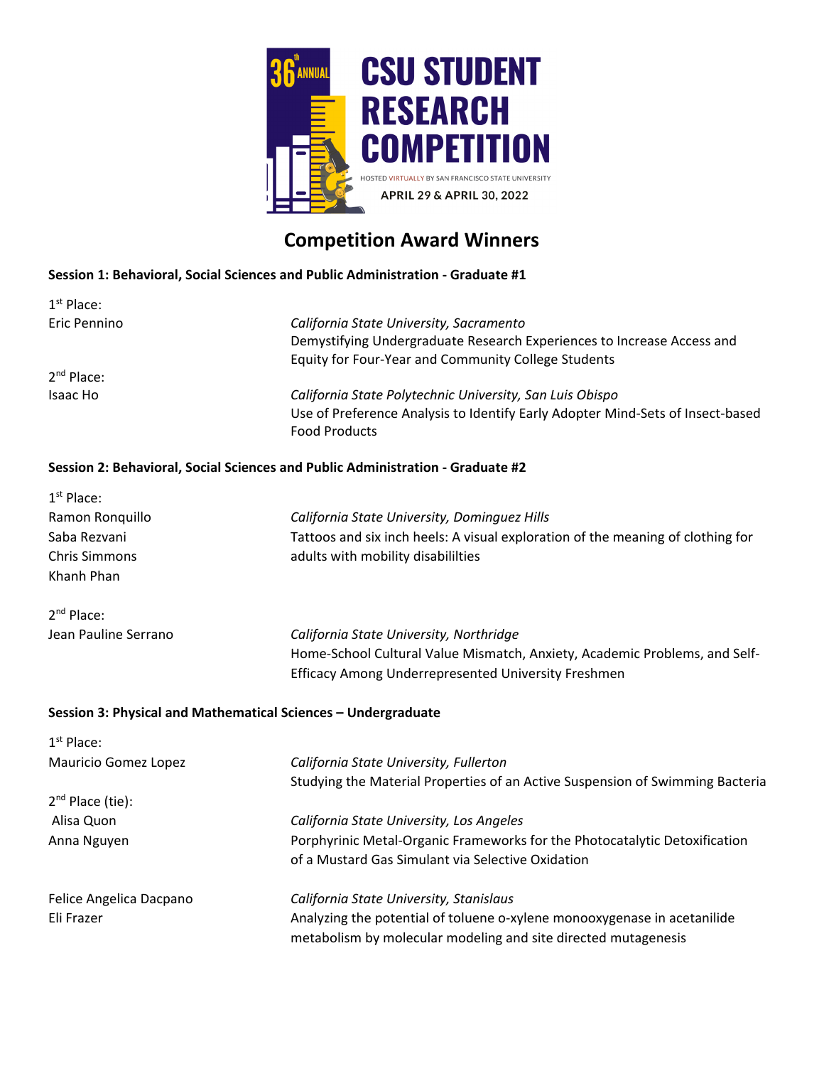# 36th ANNUAL CSU STUDENT RESEARCH COMPETITION

HOSTED VIRTUALLY BY SAN FRANCISCO STATE UNIVERSITY

APRIL 29 & APRIL 30, 2022

## Competition Award Winners

### Session 1: Behavioral, Social Sciences and Public Administration - Graduate #1

1st Place:

Eric Pennino

*California State University, Sacramento*
Demystifying Undergraduate Research Experiences to Increase Access and Equity for Four-Year and Community College Students

2nd Place:

Isaac Ho

*California State Polytechnic University, San Luis Obispo*
Use of Preference Analysis to Identify Early Adopter Mind-Sets of Insect-based Food Products

### Session 2: Behavioral, Social Sciences and Public Administration - Graduate #2

1st Place:

Ramon Ronquillo
Saba Rezvani
Chris Simmons
Khanh Phan

*California State University, Dominguez Hills*
Tattoos and six inch heels: A visual exploration of the meaning of clothing for adults with mobility disabililties

2nd Place:

Jean Pauline Serrano

*California State University, Northridge*
Home-School Cultural Value Mismatch, Anxiety, Academic Problems, and Self-Efficacy Among Underrepresented University Freshmen

### Session 3: Physical and Mathematical Sciences – Undergraduate

1st Place:

Mauricio Gomez Lopez

*California State University, Fullerton*
Studying the Material Properties of an Active Suspension of Swimming Bacteria

2nd Place (tie):

Alisa Quon
Anna Nguyen

*California State University, Los Angeles*
Porphyrinic Metal-Organic Frameworks for the Photocatalytic Detoxification of a Mustard Gas Simulant via Selective Oxidation

Felice Angelica Dacpano
Eli Frazer

*California State University, Stanislaus*
Analyzing the potential of toluene o-xylene monooxygenase in acetanilide metabolism by molecular modeling and site directed mutagenesis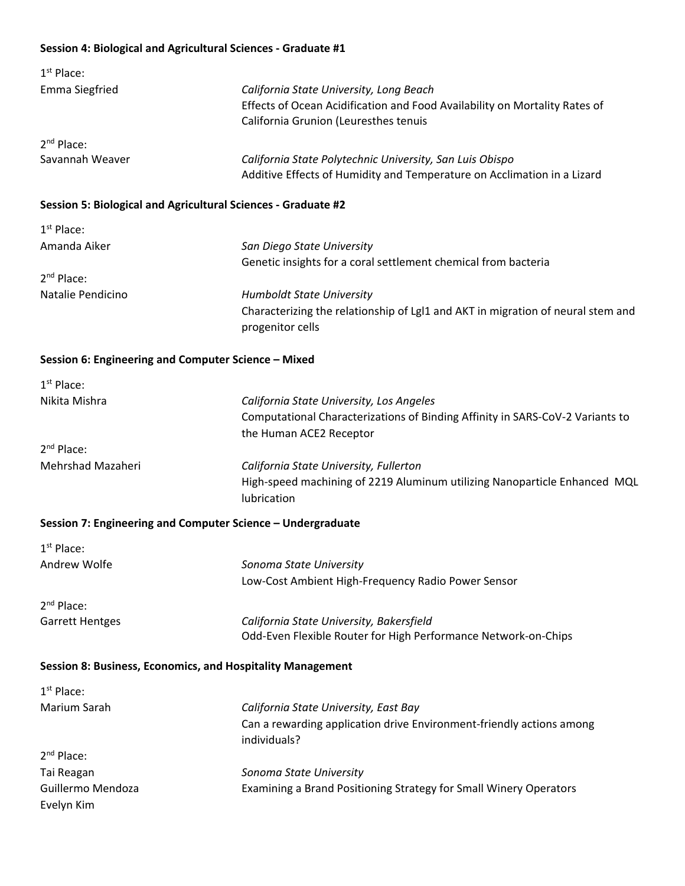**Session 4: Biological and Agricultural Sciences - Graduate #1**

1st Place:
Emma Siegfried — *California State University, Long Beach*
Effects of Ocean Acidification and Food Availability on Mortality Rates of California Grunion (Leuresthes tenuis

2nd Place:
Savannah Weaver — *California State Polytechnic University, San Luis Obispo*
Additive Effects of Humidity and Temperature on Acclimation in a Lizard

**Session 5: Biological and Agricultural Sciences - Graduate #2**

1st Place:
Amanda Aiker — *San Diego State University*
Genetic insights for a coral settlement chemical from bacteria

2nd Place:
Natalie Pendicino — *Humboldt State University*
Characterizing the relationship of Lgl1 and AKT in migration of neural stem and progenitor cells

**Session 6: Engineering and Computer Science – Mixed**

1st Place:
Nikita Mishra — *California State University, Los Angeles*
Computational Characterizations of Binding Affinity in SARS-CoV-2 Variants to the Human ACE2 Receptor

2nd Place:
Mehrshad Mazaheri — *California State University, Fullerton*
High-speed machining of 2219 Aluminum utilizing Nanoparticle Enhanced MQL lubrication

**Session 7: Engineering and Computer Science – Undergraduate**

1st Place:
Andrew Wolfe — *Sonoma State University*
Low-Cost Ambient High-Frequency Radio Power Sensor

2nd Place:
Garrett Hentges — *California State University, Bakersfield*
Odd-Even Flexible Router for High Performance Network-on-Chips

**Session 8: Business, Economics, and Hospitality Management**

1st Place:
Marium Sarah — *California State University, East Bay*
Can a rewarding application drive Environment-friendly actions among individuals?

2nd Place:
Tai Reagan
Guillermo Mendoza
Evelyn Kim
— *Sonoma State University*
Examining a Brand Positioning Strategy for Small Winery Operators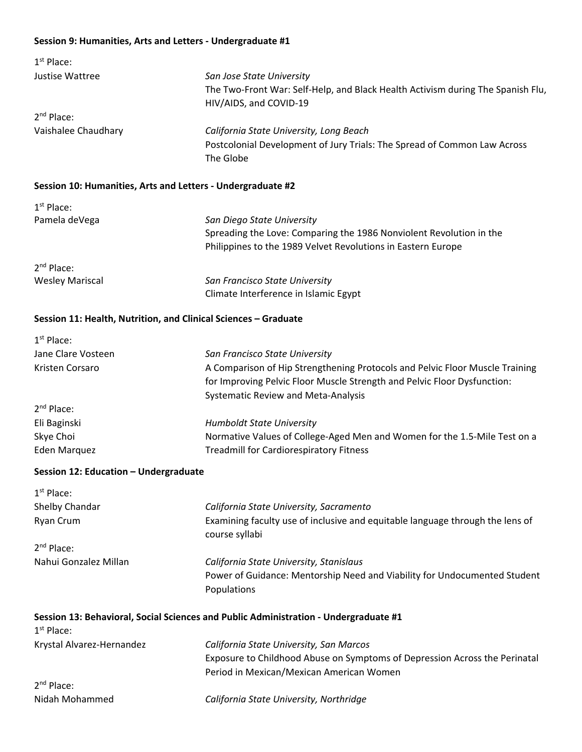**Session 9: Humanities, Arts and Letters - Undergraduate #1**

1st Place:

Justise Wattree — *San Jose State University*
The Two-Front War: Self-Help, and Black Health Activism during The Spanish Flu, HIV/AIDS, and COVID-19

2nd Place:

Vaishalee Chaudhary — *California State University, Long Beach*
Postcolonial Development of Jury Trials: The Spread of Common Law Across The Globe

**Session 10: Humanities, Arts and Letters - Undergraduate #2**

1st Place:

Pamela deVega — *San Diego State University*
Spreading the Love: Comparing the 1986 Nonviolent Revolution in the Philippines to the 1989 Velvet Revolutions in Eastern Europe

2nd Place:

Wesley Mariscal — *San Francisco State University*
Climate Interference in Islamic Egypt

**Session 11: Health, Nutrition, and Clinical Sciences – Graduate**

1st Place:

Jane Clare Vosteen
Kristen Corsaro — *San Francisco State University*
A Comparison of Hip Strengthening Protocols and Pelvic Floor Muscle Training for Improving Pelvic Floor Muscle Strength and Pelvic Floor Dysfunction: Systematic Review and Meta-Analysis

2nd Place:

Eli Baginski
Skye Choi
Eden Marquez — *Humboldt State University*
Normative Values of College-Aged Men and Women for the 1.5-Mile Test on a Treadmill for Cardiorespiratory Fitness

**Session 12: Education – Undergraduate**

1st Place:

Shelby Chandar
Ryan Crum — *California State University, Sacramento*
Examining faculty use of inclusive and equitable language through the lens of course syllabi

2nd Place:

Nahui Gonzalez Millan — *California State University, Stanislaus*
Power of Guidance: Mentorship Need and Viability for Undocumented Student Populations

**Session 13: Behavioral, Social Sciences and Public Administration - Undergraduate #1**

1st Place:

Krystal Alvarez-Hernandez — *California State University, San Marcos*
Exposure to Childhood Abuse on Symptoms of Depression Across the Perinatal Period in Mexican/Mexican American Women

2nd Place:

Nidah Mohammed — *California State University, Northridge*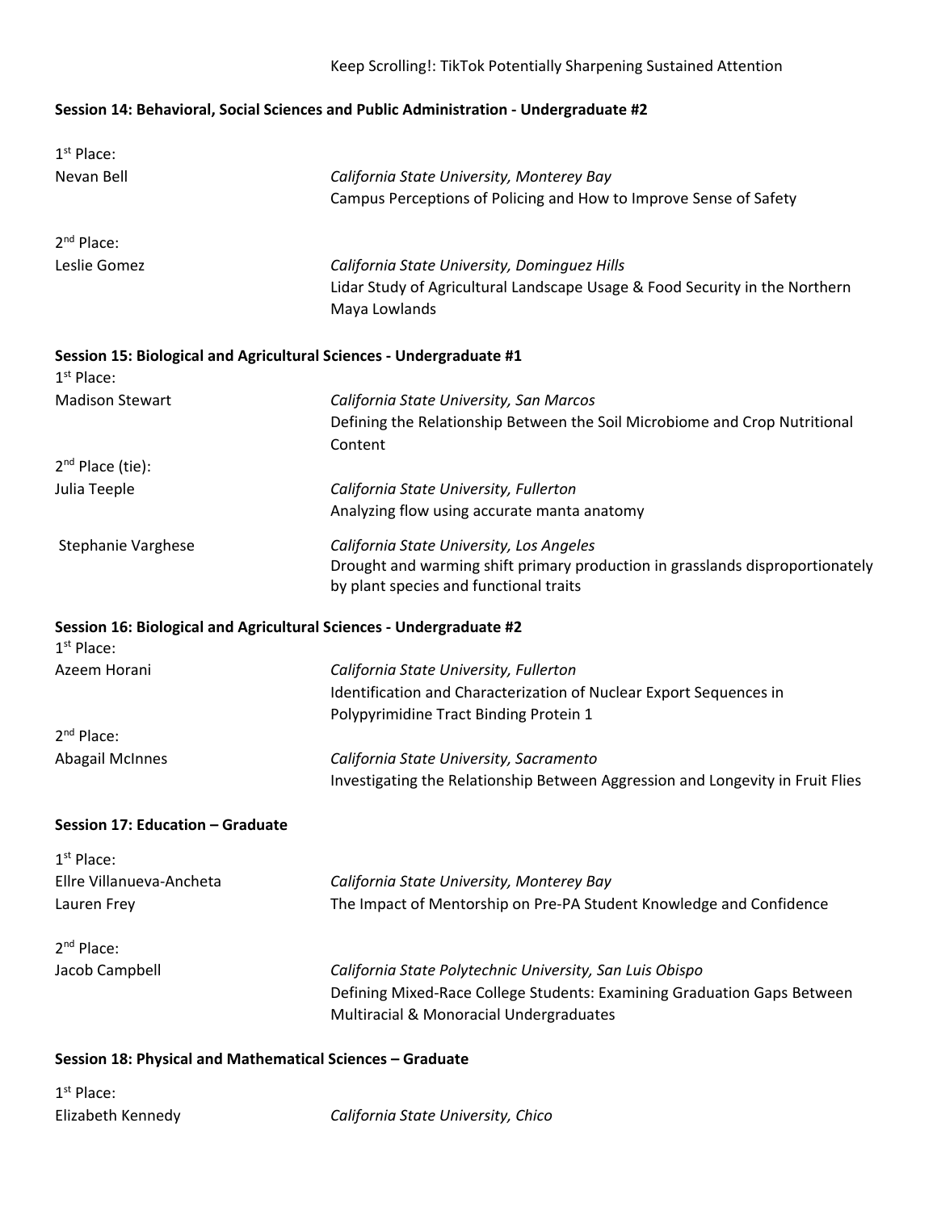Keep Scrolling!: TikTok Potentially Sharpening Sustained Attention

**Session 14: Behavioral, Social Sciences and Public Administration - Undergraduate #2**

1st Place:

Nevan Bell — *California State University, Monterey Bay*
Campus Perceptions of Policing and How to Improve Sense of Safety

2nd Place:

Leslie Gomez — *California State University, Dominguez Hills*
Lidar Study of Agricultural Landscape Usage & Food Security in the Northern Maya Lowlands

**Session 15: Biological and Agricultural Sciences - Undergraduate #1**

1st Place:

Madison Stewart — *California State University, San Marcos*
Defining the Relationship Between the Soil Microbiome and Crop Nutritional Content

2nd Place (tie):

Julia Teeple — *California State University, Fullerton*
Analyzing flow using accurate manta anatomy

Stephanie Varghese — *California State University, Los Angeles*
Drought and warming shift primary production in grasslands disproportionately by plant species and functional traits

**Session 16: Biological and Agricultural Sciences - Undergraduate #2**

1st Place:

Azeem Horani — *California State University, Fullerton*
Identification and Characterization of Nuclear Export Sequences in Polypyrimidine Tract Binding Protein 1

2nd Place:

Abagail McInnes — *California State University, Sacramento*
Investigating the Relationship Between Aggression and Longevity in Fruit Flies

**Session 17: Education – Graduate**

1st Place:

Ellre Villanueva-Ancheta
Lauren Frey — *California State University, Monterey Bay*
The Impact of Mentorship on Pre-PA Student Knowledge and Confidence

2nd Place:

Jacob Campbell — *California State Polytechnic University, San Luis Obispo*
Defining Mixed-Race College Students: Examining Graduation Gaps Between Multiracial & Monoracial Undergraduates

**Session 18: Physical and Mathematical Sciences – Graduate**

1st Place:

Elizabeth Kennedy — *California State University, Chico*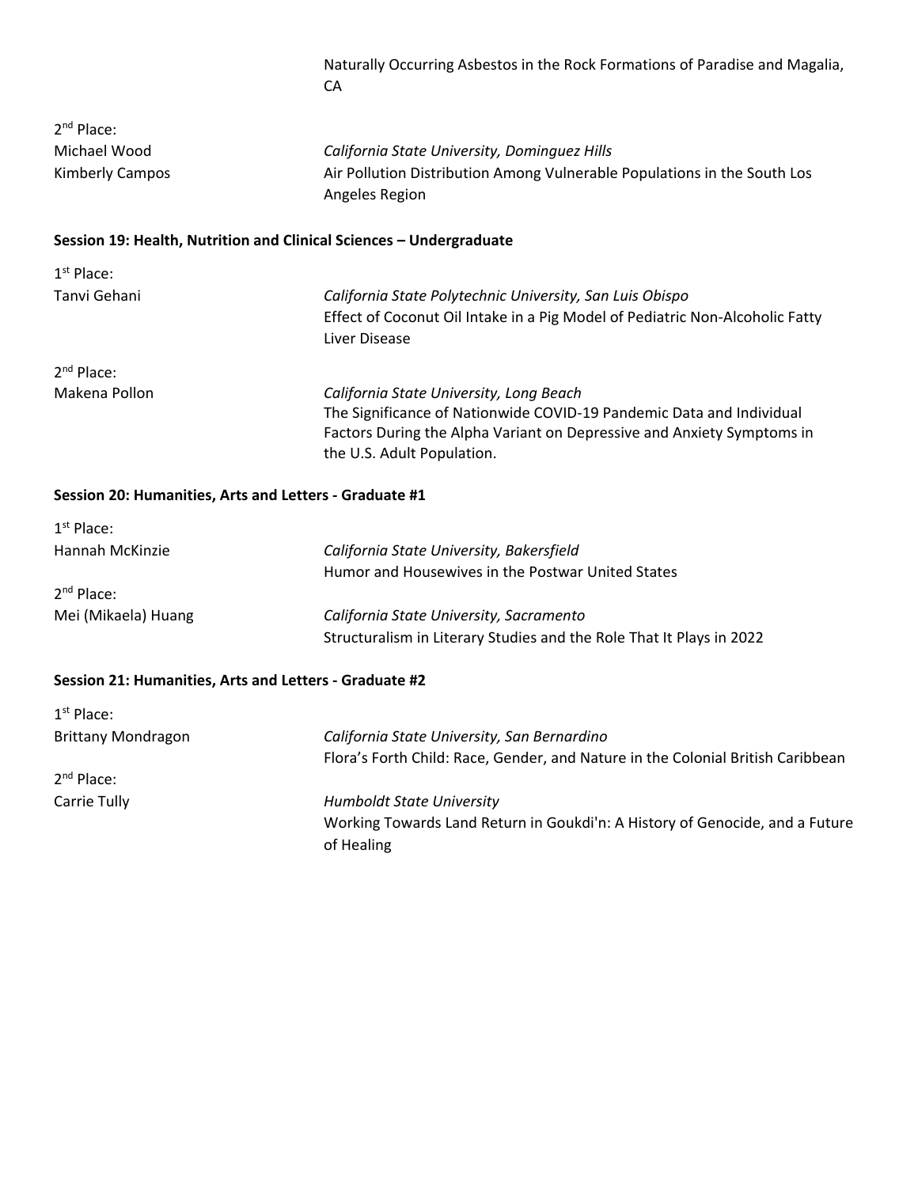Naturally Occurring Asbestos in the Rock Formations of Paradise and Magalia, CA

2nd Place:
Michael Wood
Kimberly Campos

*California State University, Dominguez Hills*
Air Pollution Distribution Among Vulnerable Populations in the South Los Angeles Region

**Session 19: Health, Nutrition and Clinical Sciences – Undergraduate**

1st Place:
Tanvi Gehani

*California State Polytechnic University, San Luis Obispo*
Effect of Coconut Oil Intake in a Pig Model of Pediatric Non-Alcoholic Fatty Liver Disease

2nd Place:
Makena Pollon

*California State University, Long Beach*
The Significance of Nationwide COVID-19 Pandemic Data and Individual Factors During the Alpha Variant on Depressive and Anxiety Symptoms in the U.S. Adult Population.

**Session 20: Humanities, Arts and Letters - Graduate #1**

1st Place:
Hannah McKinzie

*California State University, Bakersfield*
Humor and Housewives in the Postwar United States

2nd Place:
Mei (Mikaela) Huang

*California State University, Sacramento*
Structuralism in Literary Studies and the Role That It Plays in 2022

**Session 21: Humanities, Arts and Letters - Graduate #2**

1st Place:
Brittany Mondragon

*California State University, San Bernardino*
Flora's Forth Child: Race, Gender, and Nature in the Colonial British Caribbean

2nd Place:
Carrie Tully

*Humboldt State University*
Working Towards Land Return in Goukdi'n: A History of Genocide, and a Future of Healing